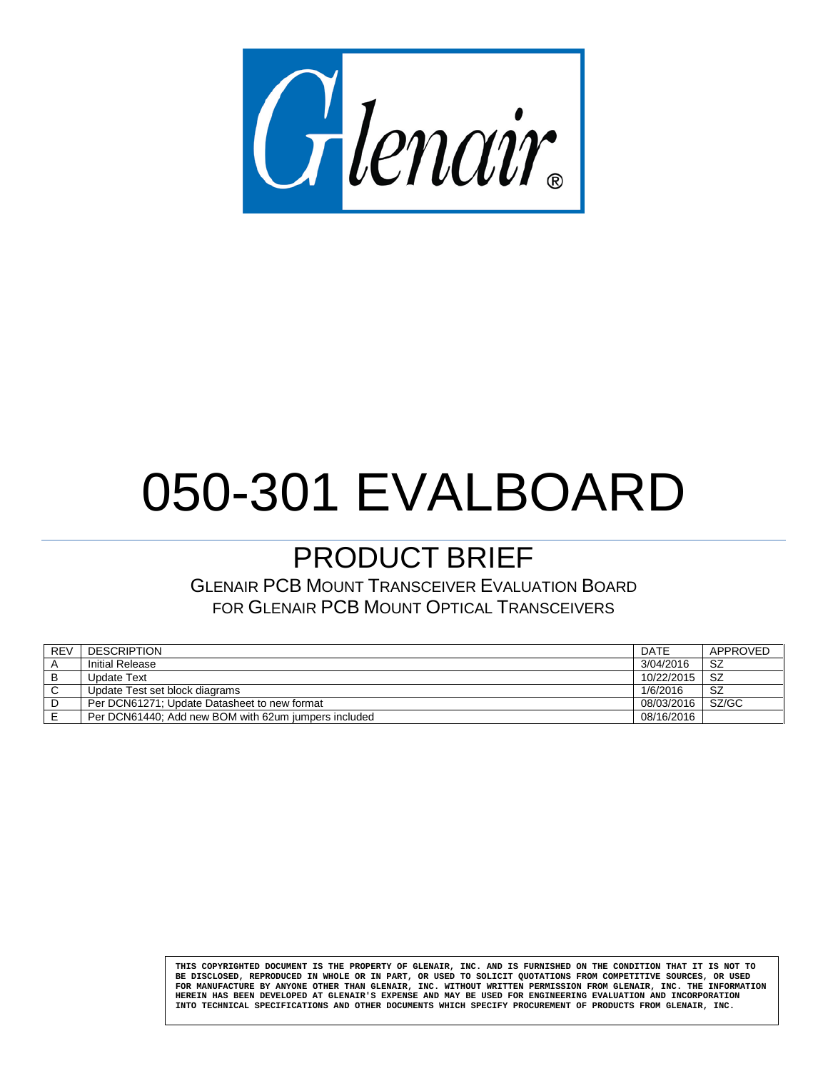# 050-301 EVALBOARD

## PRODUCT BRIEF

GLENAIR PCB MOUNT TRANSCEIVER EVALUATION BOARD
FOR GLENAIR PCB MOUNT OPTICAL TRANSCEIVERS

| REV | DESCRIPTION | DATE | APPROVED |
|---|---|---|---|
| A | Initial Release | 3/04/2016 | SZ |
| B | Update Text | 10/22/2015 | SZ |
| C | Update Test set block diagrams | 1/6/2016 | SZ |
| D | Per DCN61271; Update Datasheet to new format | 08/03/2016 | SZ/GC |
| E | Per DCN61440; Add new BOM with 62um jumpers included | 08/16/2016 | |

THIS COPYRIGHTED DOCUMENT IS THE PROPERTY OF GLENAIR, INC. AND IS FURNISHED ON THE CONDITION THAT IT IS NOT TO BE DISCLOSED, REPRODUCED IN WHOLE OR IN PART, OR USED TO SOLICIT QUOTATIONS FROM COMPETITIVE SOURCES, OR USED FOR MANUFACTURE BY ANYONE OTHER THAN GLENAIR, INC. WITHOUT WRITTEN PERMISSION FROM GLENAIR, INC. THE INFORMATION HEREIN HAS BEEN DEVELOPED AT GLENAIR'S EXPENSE AND MAY BE USED FOR ENGINEERING EVALUATION AND INCORPORATION INTO TECHNICAL SPECIFICATIONS AND OTHER DOCUMENTS WHICH SPECIFY PROCUREMENT OF PRODUCTS FROM GLENAIR, INC.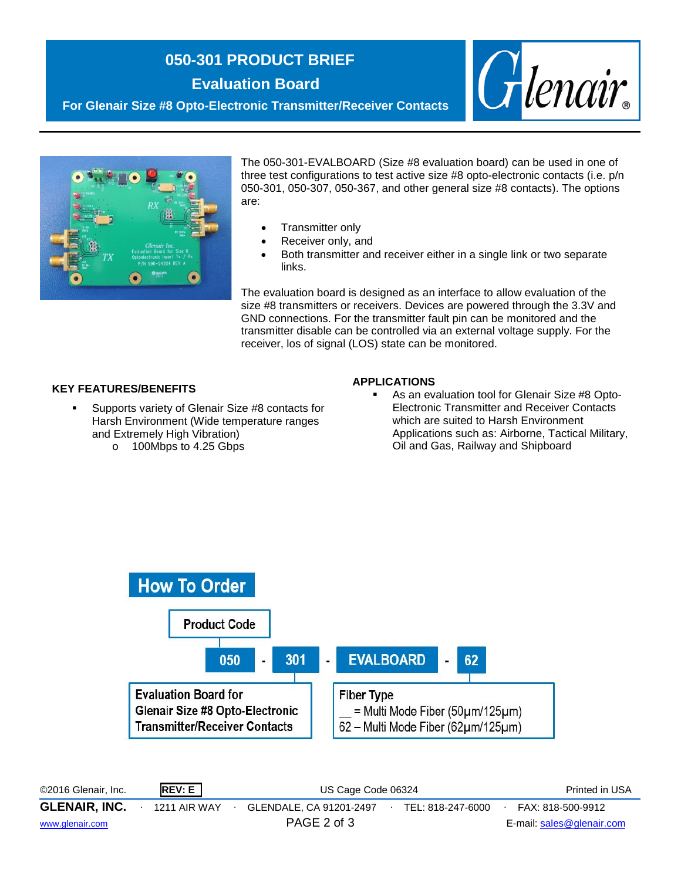# 050-301 PRODUCT BRIEF

## Evaluation Board

### For Glenair Size #8 Opto-Electronic Transmitter/Receiver Contacts

The 050-301-EVALBOARD (Size #8 evaluation board) can be used in one of three test configurations to test active size #8 opto-electronic contacts (i.e. p/n 050-301, 050-307, 050-367, and other general size #8 contacts). The options are:

- Transmitter only
- Receiver only, and
- Both transmitter and receiver either in a single link or two separate links.

The evaluation board is designed as an interface to allow evaluation of the size #8 transmitters or receivers. Devices are powered through the 3.3V and GND connections. For the transmitter fault pin can be monitored and the transmitter disable can be controlled via an external voltage supply. For the receiver, los of signal (LOS) state can be monitored.

### KEY FEATURES/BENEFITS

- Supports variety of Glenair Size #8 contacts for Harsh Environment (Wide temperature ranges and Extremely High Vibration)
  - 100Mbps to 4.25 Gbps

### APPLICATIONS

- As an evaluation tool for Glenair Size #8 Opto-Electronic Transmitter and Receiver Contacts which are suited to Harsh Environment Applications such as: Airborne, Tactical Military, Oil and Gas, Railway and Shipboard

## How To Order

050 - 301 - EVALBOARD - 62

- **050**: Product Code
- **301**: Evaluation Board for Glenair Size #8 Opto-Electronic Transmitter/Receiver Contacts
- **62**: Fiber Type
  - __ = Multi Mode Fiber (50µm/125µm)
  - 62 – Multi Mode Fiber (62µm/125µm)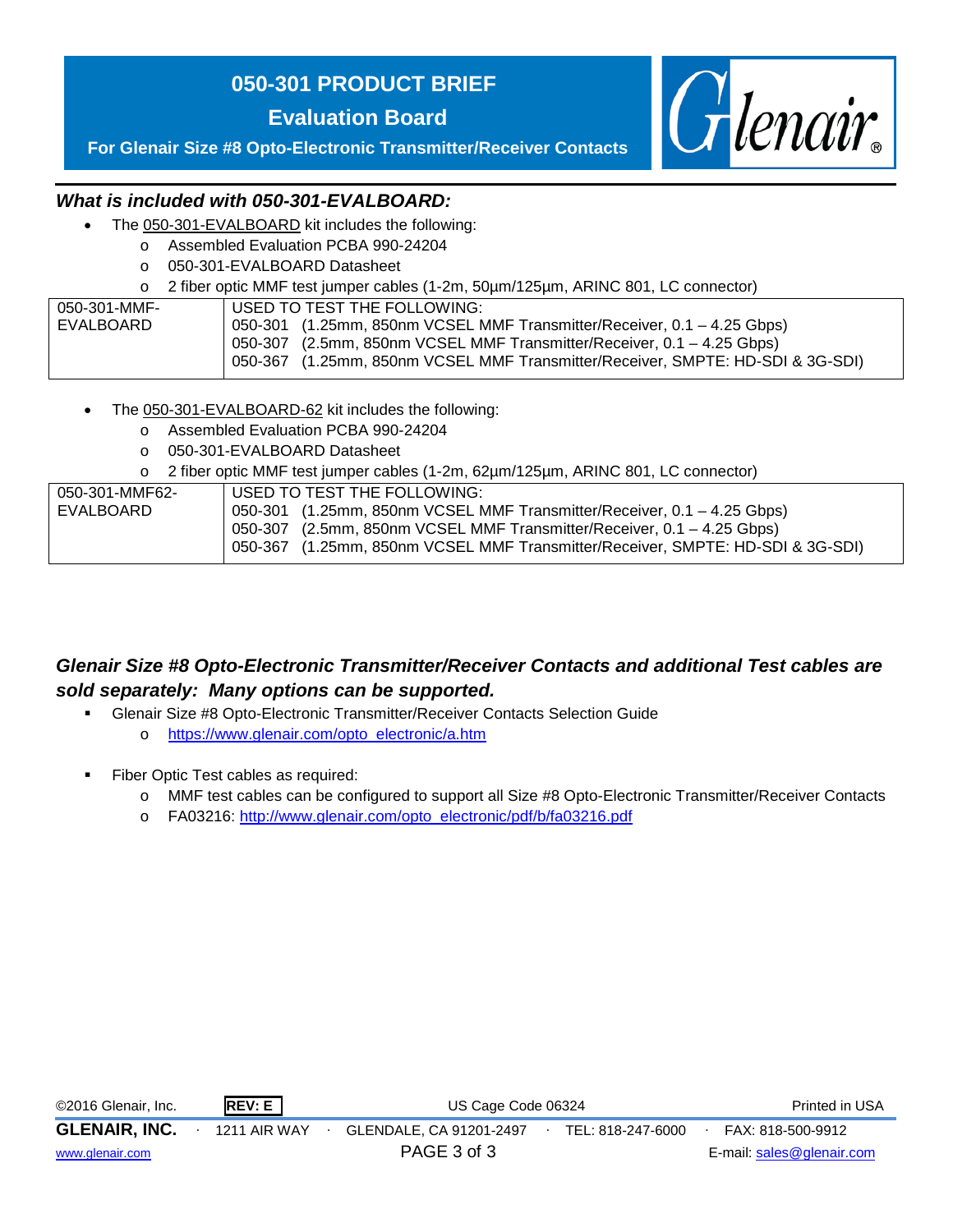# 050-301 PRODUCT BRIEF

## Evaluation Board

### For Glenair Size #8 Opto-Electronic Transmitter/Receiver Contacts

### *What is included with 050-301-EVALBOARD:*

- The 050-301-EVALBOARD kit includes the following:
  - Assembled Evaluation PCBA 990-24204
  - 050-301-EVALBOARD Datasheet
  - 2 fiber optic MMF test jumper cables (1-2m, 50µm/125µm, ARINC 801, LC connector)

| | |
|---|---|
| 050-301-MMF-EVALBOARD | USED TO TEST THE FOLLOWING:<br>050-301 (1.25mm, 850nm VCSEL MMF Transmitter/Receiver, 0.1 – 4.25 Gbps)<br>050-307 (2.5mm, 850nm VCSEL MMF Transmitter/Receiver, 0.1 – 4.25 Gbps)<br>050-367 (1.25mm, 850nm VCSEL MMF Transmitter/Receiver, SMPTE: HD-SDI & 3G-SDI) |

- The 050-301-EVALBOARD-62 kit includes the following:
  - Assembled Evaluation PCBA 990-24204
  - 050-301-EVALBOARD Datasheet
  - 2 fiber optic MMF test jumper cables (1-2m, 62µm/125µm, ARINC 801, LC connector)

| | |
|---|---|
| 050-301-MMF62-EVALBOARD | USED TO TEST THE FOLLOWING:<br>050-301 (1.25mm, 850nm VCSEL MMF Transmitter/Receiver, 0.1 – 4.25 Gbps)<br>050-307 (2.5mm, 850nm VCSEL MMF Transmitter/Receiver, 0.1 – 4.25 Gbps)<br>050-367 (1.25mm, 850nm VCSEL MMF Transmitter/Receiver, SMPTE: HD-SDI & 3G-SDI) |

### *Glenair Size #8 Opto-Electronic Transmitter/Receiver Contacts and additional Test cables are sold separately: Many options can be supported.*

- Glenair Size #8 Opto-Electronic Transmitter/Receiver Contacts Selection Guide
  - https://www.glenair.com/opto_electronic/a.htm
- Fiber Optic Test cables as required:
  - MMF test cables can be configured to support all Size #8 Opto-Electronic Transmitter/Receiver Contacts
  - FA03216: http://www.glenair.com/opto_electronic/pdf/b/fa03216.pdf

©2016 Glenair, Inc. REV: E US Cage Code 06324 Printed in USA

**GLENAIR, INC.** · 1211 AIR WAY · GLENDALE, CA 91201-2497 · TEL: 818-247-6000 · FAX: 818-500-9912

www.glenair.com E-mail: sales@glenair.com